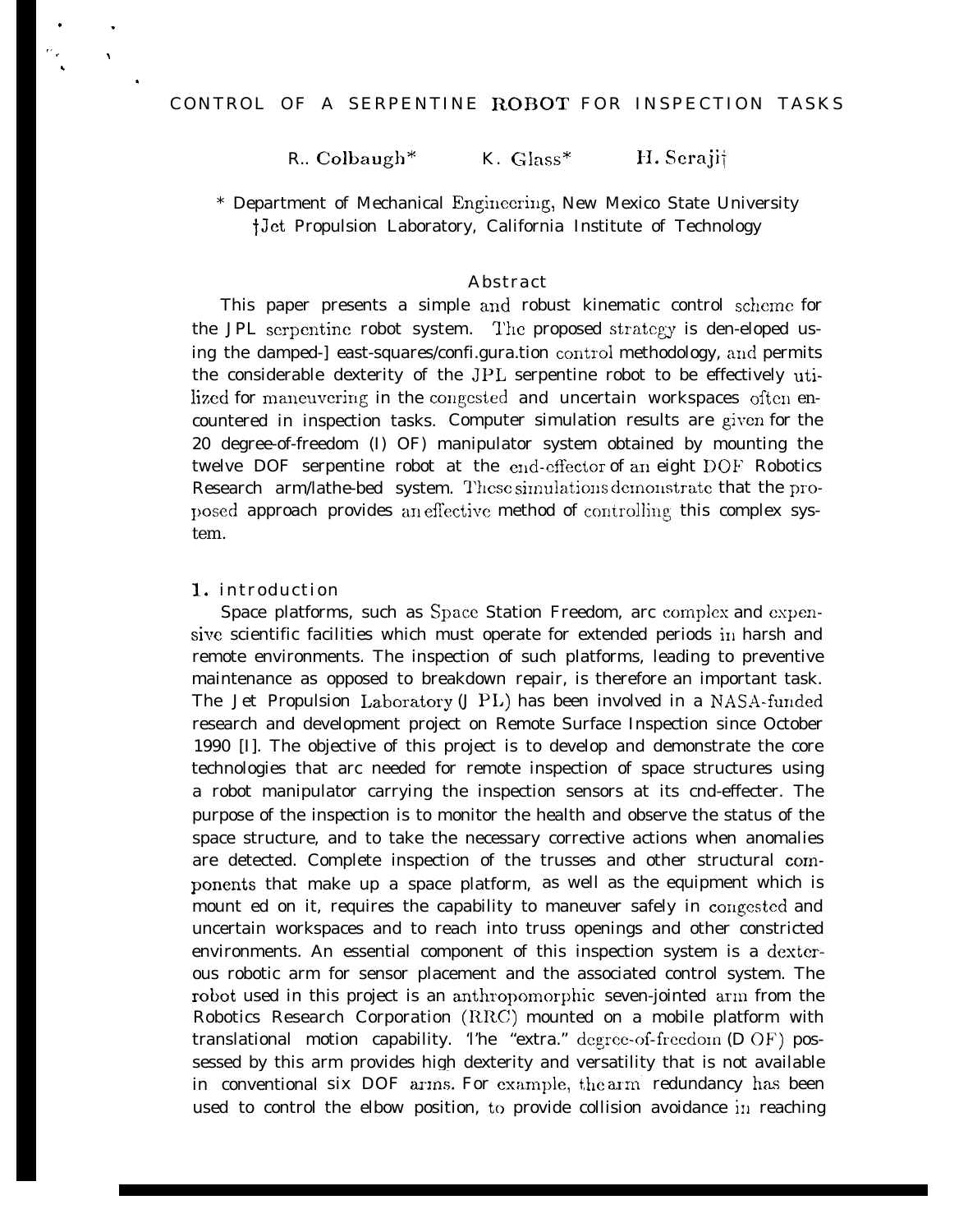# CONTROL OF A SERPENTINE ROBOT FOR INSPECTION TASKS

R.. Colbaugh* K. Glass* H. Seraji†

\* Department of Mechanical Engineering, New Mexico State University
†Jet Propulsion Laboratory, California Institute of Technology

## Abstract

This paper presents a simple and robust kinematic control scheme for the JPL serpentine robot system. The proposed strategy is den-eloped using the damped-] east-squares/confi.gura.tion control methodology, and permits the considerable dexterity of the JPL serpentine robot to be effectively utilized for maneuvering in the congested and uncertain workspaces often encountered in inspection tasks. Computer simulation results are given for the 20 degree-of-freedom (I) OF) manipulator system obtained by mounting the twelve DOF serpentine robot at the end-effector of an eight DOF Robotics Research arm/lathe-bed system. These simulations demonstrate that the proposed approach provides an effective method of controlling this complex system.

## 1. introduction

Space platforms, such as Space Station Freedom, arc complex and expensive scientific facilities which must operate for extended periods in harsh and remote environments. The inspection of such platforms, leading to preventive maintenance as opposed to breakdown repair, is therefore an important task. The Jet Propulsion Laboratory (J PL) has been involved in a NASA-funded research and development project on Remote Surface Inspection since October 1990 [I]. The objective of this project is to develop and demonstrate the core technologies that arc needed for remote inspection of space structures using a robot manipulator carrying the inspection sensors at its cnd-effecter. The purpose of the inspection is to monitor the health and observe the status of the space structure, and to take the necessary corrective actions when anomalies are detected. Complete inspection of the trusses and other structural components that make up a space platform, as well as the equipment which is mount ed on it, requires the capability to maneuver safely in congested and uncertain workspaces and to reach into truss openings and other constricted environments. An essential component of this inspection system is a dexterous robotic arm for sensor placement and the associated control system. The robot used in this project is an anthropomorphic seven-jointed arm from the Robotics Research Corporation (RRC) mounted on a mobile platform with translational motion capability. 'l'he "extra." degree-of-freedom (D OF) possessed by this arm provides high dexterity and versatility that is not available in conventional six DOF arms. For example, the arm redundancy has been used to control the elbow position, to provide collision avoidance in reaching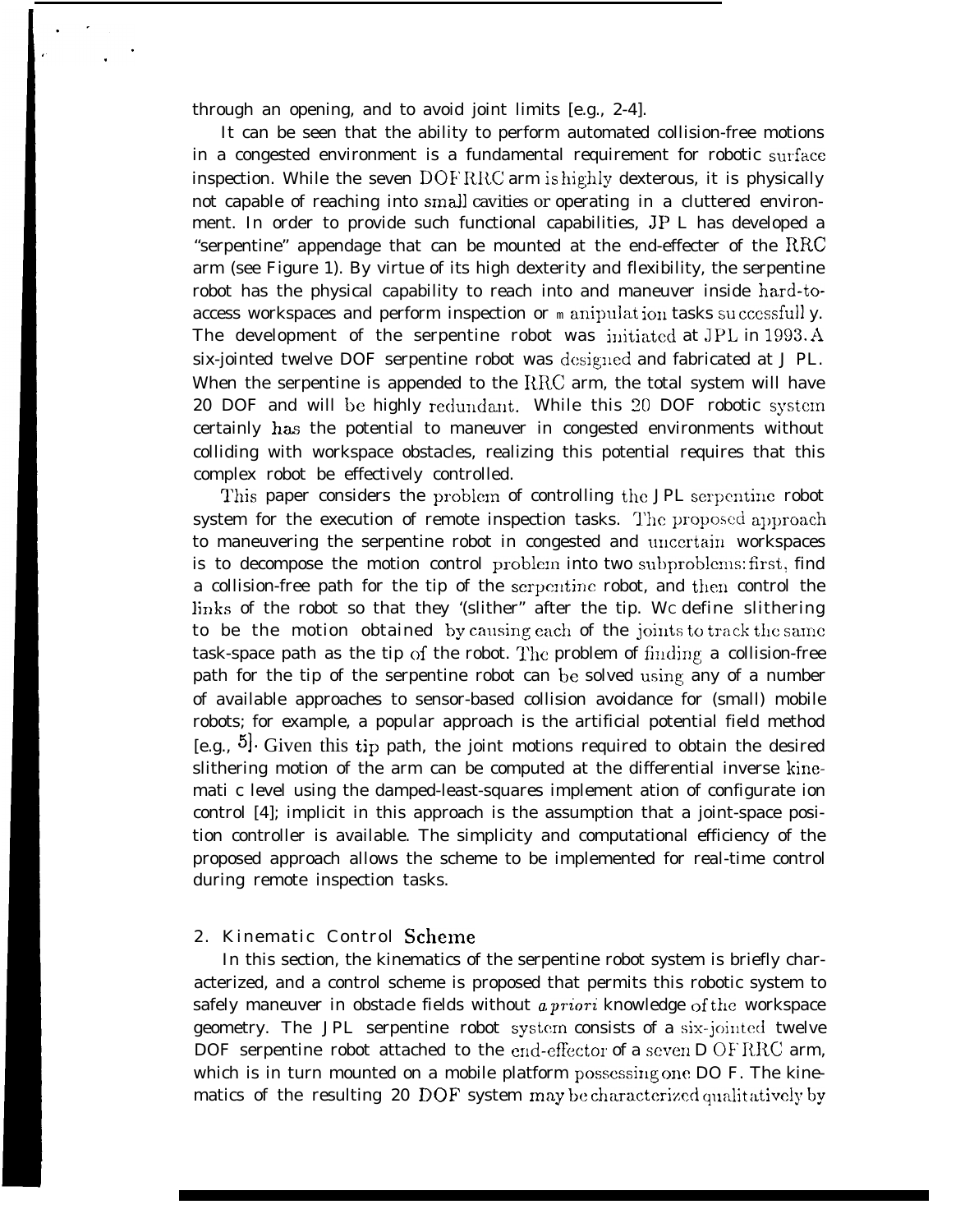through an opening, and to avoid joint limits [e.g., 2-4].

It can be seen that the ability to perform automated collision-free motions in a congested environment is a fundamental requirement for robotic surface inspection. While the seven DOF RRC arm is highly dexterous, it is physically not capable of reaching into small cavities or operating in a cluttered environment. In order to provide such functional capabilities, JPL has developed a "serpentine" appendage that can be mounted at the end-effecter of the RRC arm (see Figure 1). By virtue of its high dexterity and flexibility, the serpentine robot has the physical capability to reach into and maneuver inside hard-to-access workspaces and perform inspection or manipulation tasks successfully. The development of the serpentine robot was initiated at JPL in 1993. A six-jointed twelve DOF serpentine robot was designed and fabricated at JPL. When the serpentine is appended to the RRC arm, the total system will have 20 DOF and will be highly redundant. While this 20 DOF robotic system certainly has the potential to maneuver in congested environments without colliding with workspace obstacles, realizing this potential requires that this complex robot be effectively controlled.

This paper considers the problem of controlling the JPL serpentine robot system for the execution of remote inspection tasks. The proposed approach to maneuvering the serpentine robot in congested and uncertain workspaces is to decompose the motion control problem into two subproblems: first, find a collision-free path for the tip of the serpentine robot, and then control the links of the robot so that they "slither" after the tip. We define slithering to be the motion obtained by causing each of the joints to track the same task-space path as the tip of the robot. The problem of finding a collision-free path for the tip of the serpentine robot can be solved using any of a number of available approaches to sensor-based collision avoidance for (small) mobile robots; for example, a popular approach is the artificial potential field method [e.g., 5]. Given this tip path, the joint motions required to obtain the desired slithering motion of the arm can be computed at the differential inverse kinematic level using the damped-least-squares implementation of configuration control [4]; implicit in this approach is the assumption that a joint-space position controller is available. The simplicity and computational efficiency of the proposed approach allows the scheme to be implemented for real-time control during remote inspection tasks.

## 2. Kinematic Control Scheme

In this section, the kinematics of the serpentine robot system is briefly characterized, and a control scheme is proposed that permits this robotic system to safely maneuver in obstacle fields without *a priori* knowledge of the workspace geometry. The JPL serpentine robot system consists of a six-jointed twelve DOF serpentine robot attached to the end-effector of a seven DOF RRC arm, which is in turn mounted on a mobile platform possessing one DOF. The kinematics of the resulting 20 DOF system may be characterized qualitatively by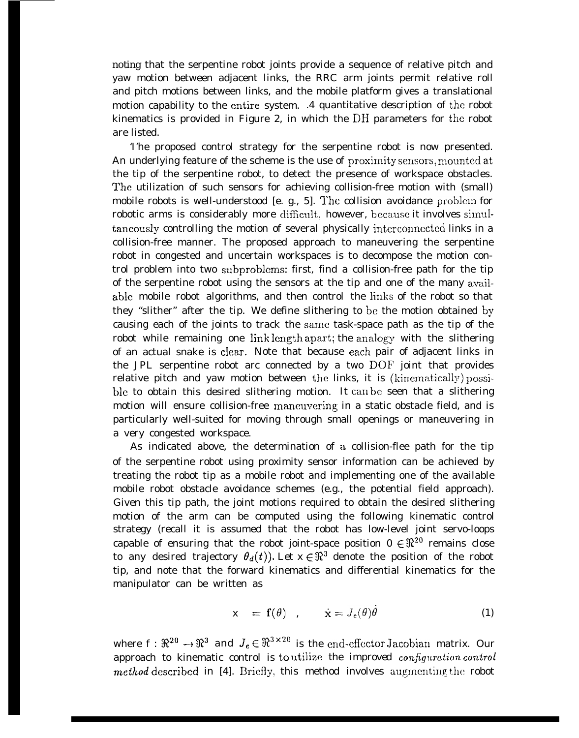noting that the serpentine robot joints provide a sequence of relative pitch and yaw motion between adjacent links, the RRC arm joints permit relative roll and pitch motions between links, and the mobile platform gives a translational motion capability to the entire system. .4 quantitative description of the robot kinematics is provided in Figure 2, in which the DH parameters for the robot are listed.

'I'he proposed control strategy for the serpentine robot is now presented. An underlying feature of the scheme is the use of proximity sensors, mounted at the tip of the serpentine robot, to detect the presence of workspace obstacles. The utilization of such sensors for achieving collision-free motion with (small) mobile robots is well-understood [e. g., 5]. The collision avoidance problem for robotic arms is considerably more difficult, however, because it involves simultaneously controlling the motion of several physically interconnected links in a collision-free manner. The proposed approach to maneuvering the serpentine robot in congested and uncertain workspaces is to decompose the motion control problem into two subproblems: first, find a collision-free path for the tip of the serpentine robot using the sensors at the tip and one of the many available mobile robot algorithms, and then control the links of the robot so that they "slither" after the tip. We define slithering to be the motion obtained by causing each of the joints to track the same task-space path as the tip of the robot while remaining one link length apart; the analogy with the slithering of an actual snake is clear. Note that because each pair of adjacent links in the JPL serpentine robot arc connected by a two DOF joint that provides relative pitch and yaw motion between the links, it is (kinematically) possible to obtain this desired slithering motion. It can be seen that a slithering motion will ensure collision-free maneuvering in a static obstacle field, and is particularly well-suited for moving through small openings or maneuvering in a very congested workspace.

As indicated above, the determination of a collision-flee path for the tip of the serpentine robot using proximity sensor information can be achieved by treating the robot tip as a mobile robot and implementing one of the available mobile robot obstacle avoidance schemes (e.g., the potential field approach). Given this tip path, the joint motions required to obtain the desired slithering motion of the arm can be computed using the following kinematic control strategy (recall it is assumed that the robot has low-level joint servo-loops capable of ensuring that the robot joint-space position $\theta \in \Re^{20}$ remains close to any desired trajectory $\theta_d(t)$). Let $x \in \Re^3$ denote the position of the robot tip, and note that the forward kinematics and differential kinematics for the manipulator can be written as

$$x = \mathbf{f}(\theta) \quad , \qquad \dot{x} = J_e(\theta)\dot{\theta} \tag{1}$$

where $f : \Re^{20} \to \Re^3$ and $J_e \in \Re^{3 \times 20}$ is the end-effector Jacobian matrix. Our approach to kinematic control is to utilize the improved *configuration control method* described in [4]. Briefly, this method involves augmenting the robot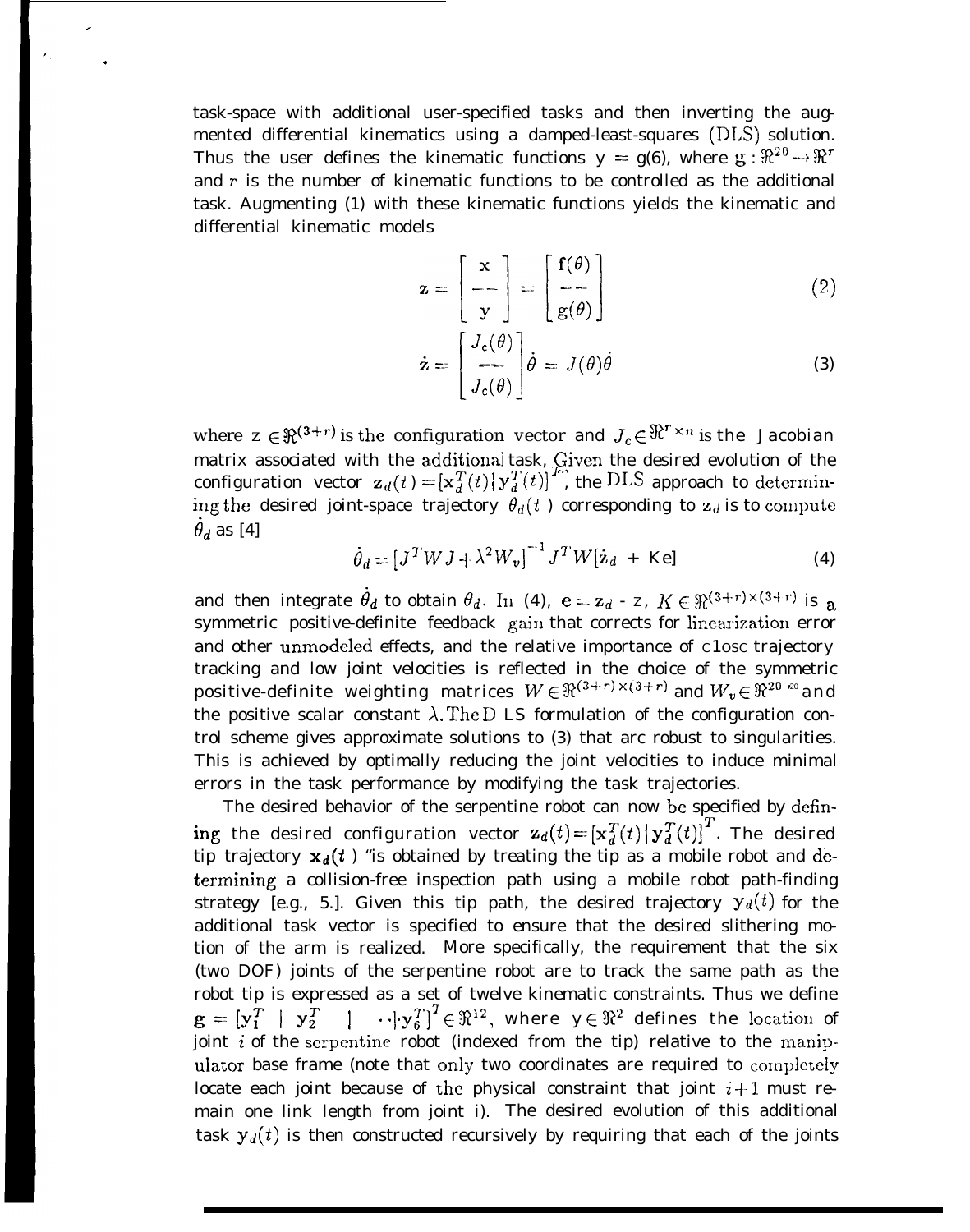task-space with additional user-specified tasks and then inverting the augmented differential kinematics using a damped-least-squares (DLS) solution. Thus the user defines the kinematic functions $y = g(\theta)$, where $g : \Re^{20} \rightarrow \Re^r$ and $r$ is the number of kinematic functions to be controlled as the additional task. Augmenting (1) with these kinematic functions yields the kinematic and differential kinematic models

$$\mathbf{z} = \begin{bmatrix} \mathbf{x} \\ -- \\ \mathbf{y} \end{bmatrix} = \begin{bmatrix} \mathbf{f}(\theta) \\ -- \\ \mathbf{g}(\theta) \end{bmatrix} \tag{2}$$

$$\dot{\mathbf{z}} = \begin{bmatrix} J_e(\theta) \\ -- \\ J_c(\theta) \end{bmatrix} \dot{\theta} = J(\theta)\dot{\theta} \tag{3}$$

where $\mathbf{z} \in \Re^{(3+r)}$ is the configuration vector and $J_c \in \Re^{r \times n}$ is the Jacobian matrix associated with the additional task. Given the desired evolution of the configuration vector $\mathbf{z}_d(t) = [\mathbf{x}_d^T(t) | \mathbf{y}_d^T(t)]^T$, the DLS approach to determining the desired joint-space trajectory $\theta_d(t)$ corresponding to $\mathbf{z}_d$ is to compute $\dot{\theta}_d$ as [4]

$$\dot{\theta}_d = [J^T W J + \lambda^2 W_v]^{-1} J^T W [\dot{\mathbf{z}}_d + K\mathbf{e}] \tag{4}$$

and then integrate $\dot{\theta}_d$ to obtain $\theta_d$. In (4), $\mathbf{e} = \mathbf{z}_d - \mathbf{z}$, $K \in \Re^{(3+r) \times (3+r)}$ is a symmetric positive-definite feedback gain that corrects for linearization error and other unmodeled effects, and the relative importance of close trajectory tracking and low joint velocities is reflected in the choice of the symmetric positive-definite weighting matrices $W \in \Re^{(3+r) \times (3+r)}$ and $W_v \in \Re^{20 \times 20}$ and the positive scalar constant $\lambda$. The DLS formulation of the configuration control scheme gives approximate solutions to (3) that are robust to singularities. This is achieved by optimally reducing the joint velocities to induce minimal errors in the task performance by modifying the task trajectories.

The desired behavior of the serpentine robot can now be specified by defining the desired configuration vector $\mathbf{z}_d(t) = [\mathbf{x}_d^T(t) | \mathbf{y}_d^T(t)]^T$. The desired tip trajectory $\mathbf{x}_d(t)$ is obtained by treating the tip as a mobile robot and determining a collision-free inspection path using a mobile robot path-finding strategy [e.g., 5.]. Given this tip path, the desired trajectory $\mathbf{y}_d(t)$ for the additional task vector is specified to ensure that the desired slithering motion of the arm is realized. More specifically, the requirement that the six (two DOF) joints of the serpentine robot are to track the same path as the robot tip is expressed as a set of twelve kinematic constraints. Thus we define $\mathbf{g} = [\mathbf{y}_1^T \,|\, \mathbf{y}_2^T \,|\, \cdots | \mathbf{y}_6^T]^T \in \Re^{12}$, where $\mathbf{y}_i \in \Re^2$ defines the location of joint $i$ of the serpentine robot (indexed from the tip) relative to the manipulator base frame (note that only two coordinates are required to completely locate each joint because of the physical constraint that joint $i+1$ must remain one link length from joint i). The desired evolution of this additional task $\mathbf{y}_d(t)$ is then constructed recursively by requiring that each of the joints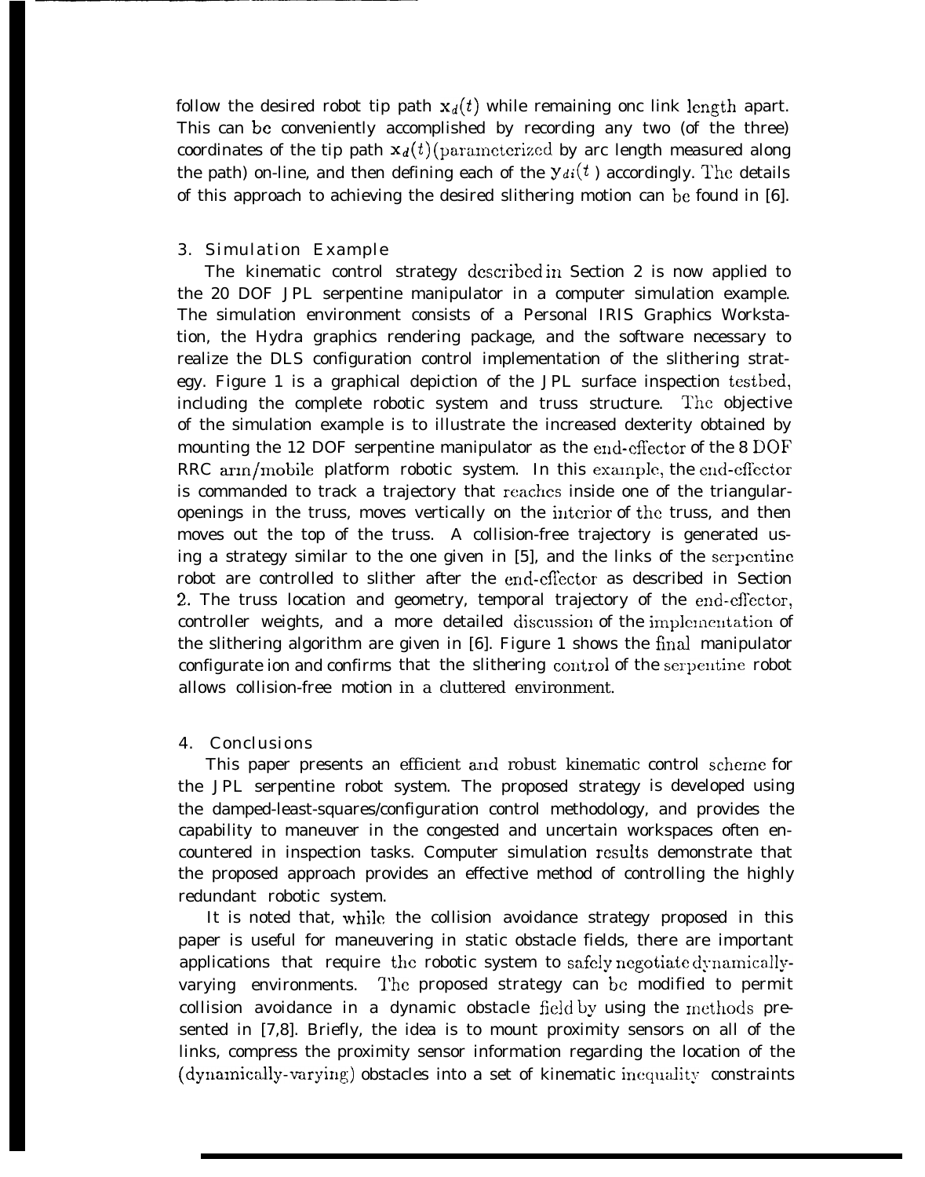follow the desired robot tip path $\mathbf{x}_d(t)$ while remaining one link length apart. This can be conveniently accomplished by recording any two (of the three) coordinates of the tip path $\mathbf{x}_d(t)$ (parameterized by arc length measured along the path) on-line, and then defining each of the $\mathbf{y}_{di}(t)$ accordingly. The details of this approach to achieving the desired slithering motion can be found in [6].

## 3. Simulation Example

The kinematic control strategy described in Section 2 is now applied to the 20 DOF JPL serpentine manipulator in a computer simulation example. The simulation environment consists of a Personal IRIS Graphics Workstation, the Hydra graphics rendering package, and the software necessary to realize the DLS configuration control implementation of the slithering strategy. Figure 1 is a graphical depiction of the JPL surface inspection testbed, including the complete robotic system and truss structure. The objective of the simulation example is to illustrate the increased dexterity obtained by mounting the 12 DOF serpentine manipulator as the end-effector of the 8 DOF RRC arm/mobile platform robotic system. In this example, the end-effector is commanded to track a trajectory that reaches inside one of the triangular-openings in the truss, moves vertically on the interior of the truss, and then moves out the top of the truss. A collision-free trajectory is generated using a strategy similar to the one given in [5], and the links of the serpentine robot are controlled to slither after the end-effector as described in Section 2. The truss location and geometry, temporal trajectory of the end-effector, controller weights, and a more detailed discussion of the implementation of the slithering algorithm are given in [6]. Figure 1 shows the final manipulator configurate ion and confirms that the slithering control of the serpentine robot allows collision-free motion in a cluttered environment.

## 4. Conclusions

This paper presents an efficient and robust kinematic control scheme for the JPL serpentine robot system. The proposed strategy is developed using the damped-least-squares/configuration control methodology, and provides the capability to maneuver in the congested and uncertain workspaces often encountered in inspection tasks. Computer simulation results demonstrate that the proposed approach provides an effective method of controlling the highly redundant robotic system.

It is noted that, while the collision avoidance strategy proposed in this paper is useful for maneuvering in static obstacle fields, there are important applications that require the robotic system to safely negotiate dynamically-varying environments. The proposed strategy can be modified to permit collision avoidance in a dynamic obstacle field by using the methods presented in [7,8]. Briefly, the idea is to mount proximity sensors on all of the links, compress the proximity sensor information regarding the location of the (dynamically-varying) obstacles into a set of kinematic inequality constraints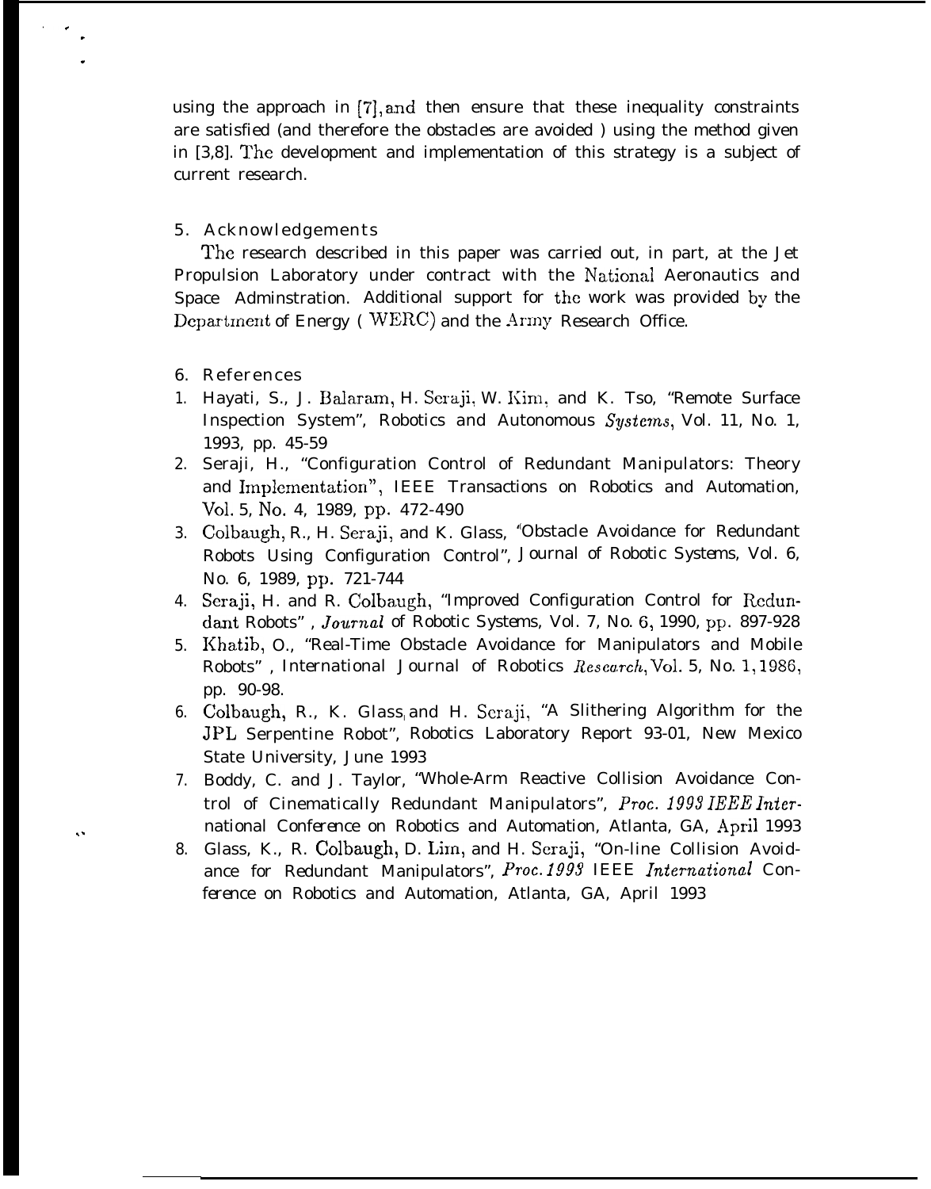using the approach in [7], and then ensure that these inequality constraints are satisfied (and therefore the obstacles are avoided ) using the method given in [3,8]. The development and implementation of this strategy is a subject of current research.

## 5. Acknowledgements

The research described in this paper was carried out, in part, at the Jet Propulsion Laboratory under contract with the National Aeronautics and Space Adminstration. Additional support for the work was provided by the Department of Energy ( WERC) and the Army Research Office.

## 6. References

1. Hayati, S., J. Balaram, H. Seraji, W. Kim, and K. Tso, "Remote Surface Inspection System", Robotics and Autonomous *Systems*, Vol. 11, No. 1, 1993, pp. 45-59
2. Seraji, H., "Configuration Control of Redundant Manipulators: Theory and Implementation", IEEE Transactions on Robotics and Automation, Vol. 5, No. 4, 1989, pp. 472-490
3. Colbaugh, R., H. Seraji, and K. Glass, "Obstacle Avoidance for Redundant Robots Using Configuration Control", Journal of Robotic Systems, Vol. 6, No. 6, 1989, pp. 721-744
4. Seraji, H. and R. Colbaugh, "Improved Configuration Control for Redundant Robots" , *Journal* of Robotic Systems, Vol. 7, No. 6, 1990, pp. 897-928
5. Khatib, O., "Real-Time Obstacle Avoidance for Manipulators and Mobile Robots" , International Journal of Robotics *Research*, Vol. 5, No. 1, 1986, pp. 90-98.
6. Colbaugh, R., K. Glass, and H. Seraji, "A Slithering Algorithm for the JPL Serpentine Robot", Robotics Laboratory Report 93-01, New Mexico State University, June 1993
7. Boddy, C. and J. Taylor, "Whole-Arm Reactive Collision Avoidance Control of Cinematically Redundant Manipulators", *Proc. 1993 IEEE International* Conference on Robotics and Automation, Atlanta, GA, April 1993
8. Glass, K., R. Colbaugh, D. Lim, and H. Seraji, "On-line Collision Avoidance for Redundant Manipulators", *Proc. 1993* IEEE *International* Conference on Robotics and Automation, Atlanta, GA, April 1993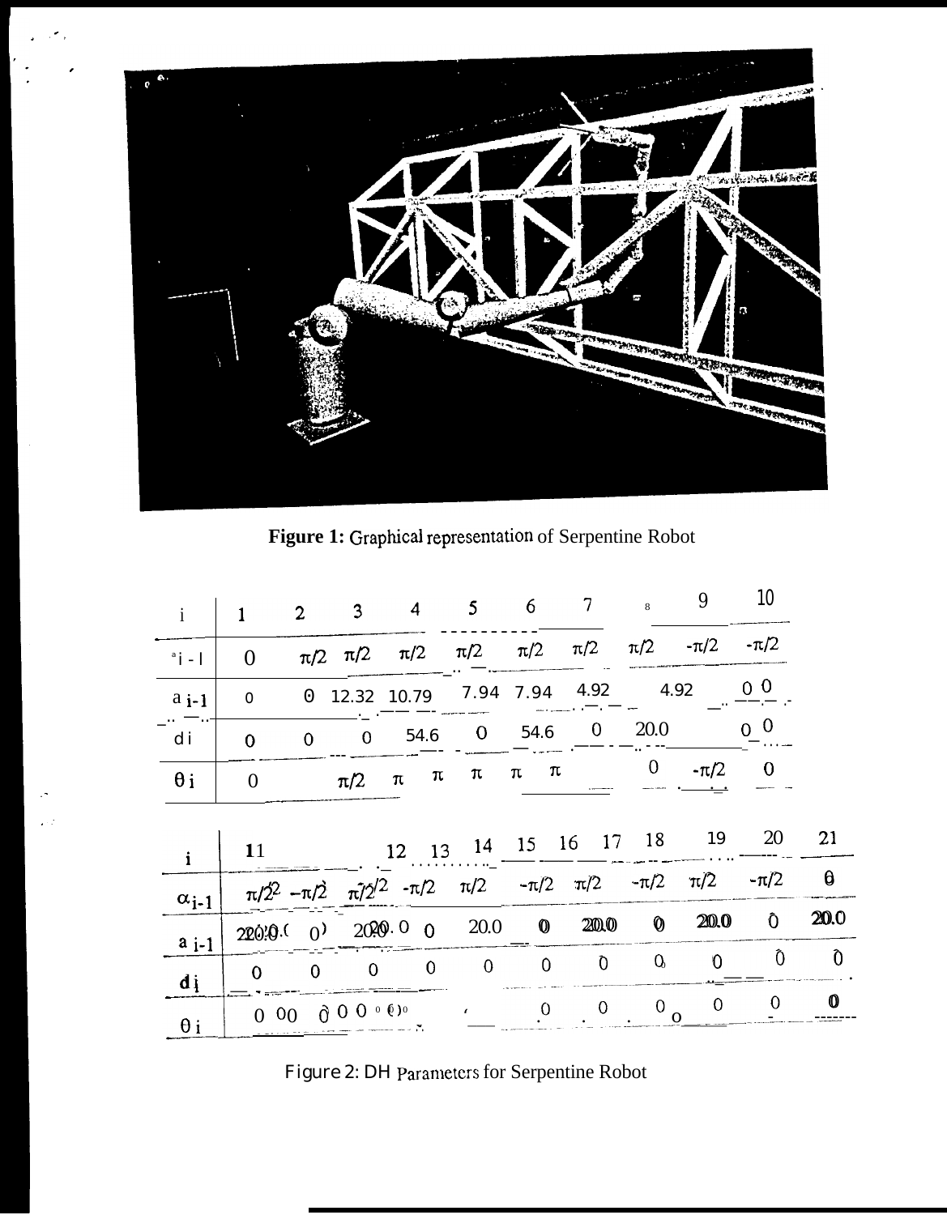**Figure 1:** Graphical representation of Serpentine Robot

| i | 1 | 2 | 3 | 4 | 5 | 6 | 7 | 8 | 9 | 10 |
|---|---|---|---|---|---|---|---|---|---|---|
| $\alpha_{i-1}$ | 0 | $\pi/2$ | $\pi/2$ | $\pi/2$ | $\pi/2$ | $\pi/2$ | $\pi/2$ | $\pi/2$ | $-\pi/2$ | $-\pi/2$ |
| $a_{i-1}$ | 0 | 0 | 12.32 | 10.79 | 7.94 | 7.94 | 4.92 | 4.92 | 0 | 0 |
| $d_i$ | 0 | 0 | 0 | 54.6 | 0 | 54.6 | 0 | 20.0 | 0 | 0 |
| $\theta_i$ | 0 | $\pi/2$ | $\pi$ | $\pi$ | $\pi$ | $\pi$ | $\pi$ | 0 | $-\pi/2$ | 0 |

| i | 11 | 12 | 13 | 14 | 15 | 16 | 17 | 18 | 19 | 20 | 21 |
|---|---|---|---|---|---|---|---|---|---|---|---|
| $\alpha_{i-1}$ | $\pi/2$ | $-\pi/2$ | $\pi/2$ | $-\pi/2$ | $\pi/2$ | $-\pi/2$ | $\pi/2$ | $-\pi/2$ | $\pi/2$ | $-\pi/2$ | 0 |
| $a_{i-1}$ | 20.0 | 0 | 20.0 | 0 | 20.0 | 0 | 20.0 | 0 | 20.0 | 0 | 20.0 |
| $d_i$ | 0 | 0 | 0 | 0 | 0 | 0 | 0 | 0 | 0 | 0 | 0 |
| $\theta_i$ | 0 | 0 | 0 | 0 | 0 | 0 | 0 | 0 | 0 | 0 | 0 |

Figure 2: DH Parameters for Serpentine Robot